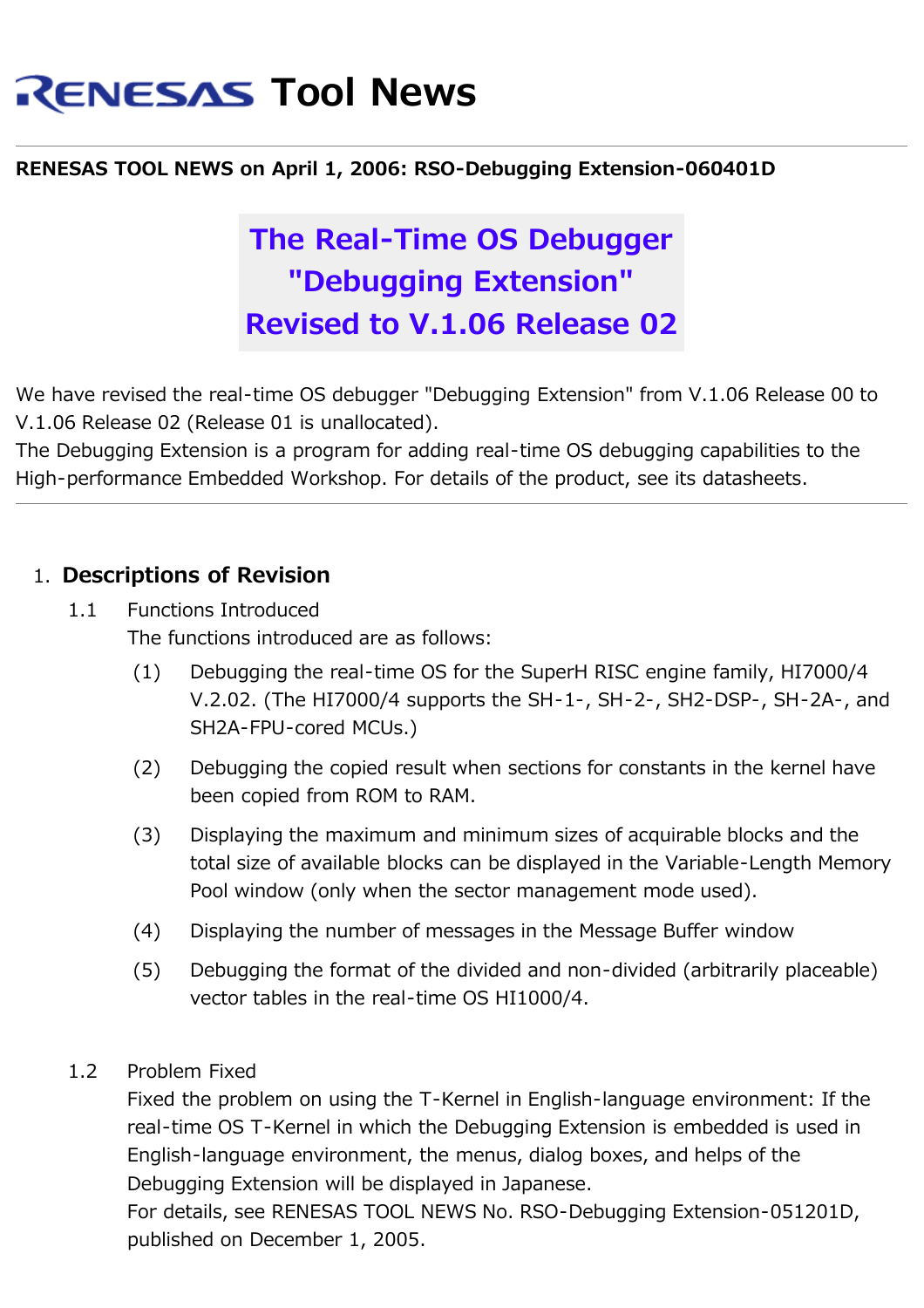# RENESAS Tool News

**RENESAS TOOL NEWS on April 1, 2006: RSO-Debugging Extension-060401D**

## The Real-Time OS Debugger "Debugging Extension" Revised to V.1.06 Release 02

We have revised the real-time OS debugger "Debugging Extension" from V.1.06 Release 00 to V.1.06 Release 02 (Release 01 is unallocated).
The Debugging Extension is a program for adding real-time OS debugging capabilities to the High-performance Embedded Workshop. For details of the product, see its datasheets.

---

### 1. Descriptions of Revision

1.1 Functions Introduced

The functions introduced are as follows:

(1) Debugging the real-time OS for the SuperH RISC engine family, HI7000/4 V.2.02. (The HI7000/4 supports the SH-1-, SH-2-, SH2-DSP-, SH-2A-, and SH2A-FPU-cored MCUs.)

(2) Debugging the copied result when sections for constants in the kernel have been copied from ROM to RAM.

(3) Displaying the maximum and minimum sizes of acquirable blocks and the total size of available blocks can be displayed in the Variable-Length Memory Pool window (only when the sector management mode used).

(4) Displaying the number of messages in the Message Buffer window

(5) Debugging the format of the divided and non-divided (arbitrarily placeable) vector tables in the real-time OS HI1000/4.

1.2 Problem Fixed

Fixed the problem on using the T-Kernel in English-language environment: If the real-time OS T-Kernel in which the Debugging Extension is embedded is used in English-language environment, the menus, dialog boxes, and helps of the Debugging Extension will be displayed in Japanese.
For details, see RENESAS TOOL NEWS No. RSO-Debugging Extension-051201D, published on December 1, 2005.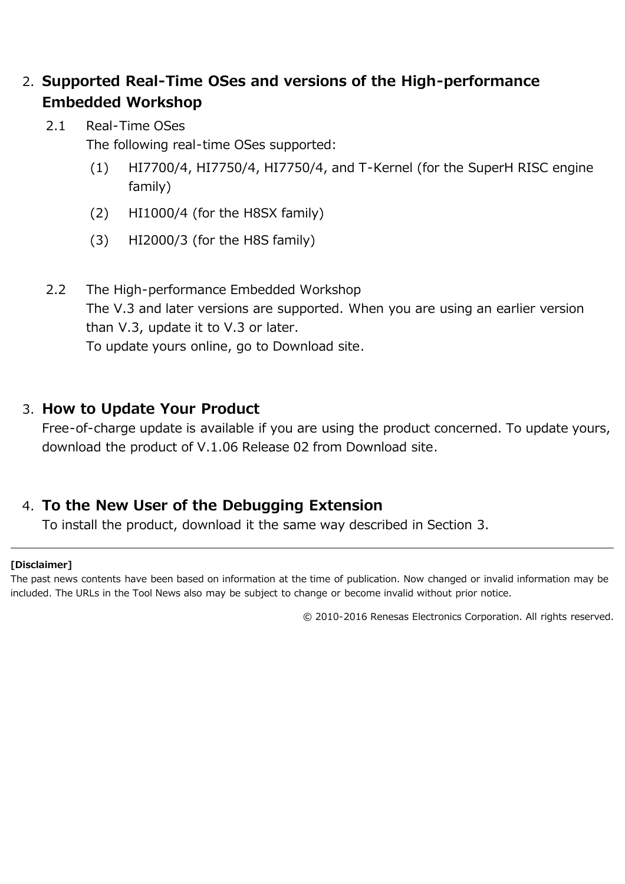## 2. Supported Real-Time OSes and versions of the High-performance Embedded Workshop

### 2.1 Real-Time OSes

The following real-time OSes supported:

(1) HI7700/4, HI7750/4, HI7750/4, and T-Kernel (for the SuperH RISC engine family)

(2) HI1000/4 (for the H8SX family)

(3) HI2000/3 (for the H8S family)

### 2.2 The High-performance Embedded Workshop

The V.3 and later versions are supported. When you are using an earlier version than V.3, update it to V.3 or later.
To update yours online, go to Download site.

## 3. How to Update Your Product

Free-of-charge update is available if you are using the product concerned. To update yours, download the product of V.1.06 Release 02 from Download site.

## 4. To the New User of the Debugging Extension

To install the product, download it the same way described in Section 3.

---

**[Disclaimer]**
The past news contents have been based on information at the time of publication. Now changed or invalid information may be included. The URLs in the Tool News also may be subject to change or become invalid without prior notice.

© 2010-2016 Renesas Electronics Corporation. All rights reserved.